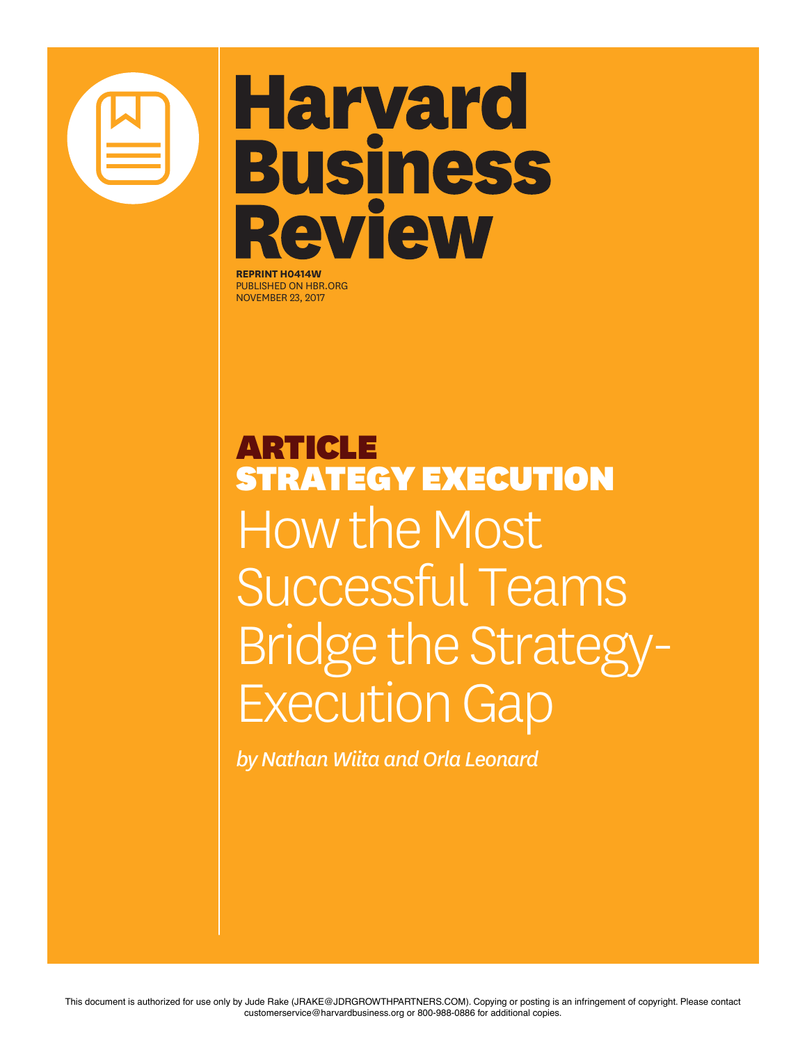# Harvard Business Review

**REPRINT H0414W**
PUBLISHED ON HBR.ORG
NOVEMBER 23, 2017

**ARTICLE**
**STRATEGY EXECUTION**

## How the Most Successful Teams Bridge the Strategy-Execution Gap

*by Nathan Wiita and Orla Leonard*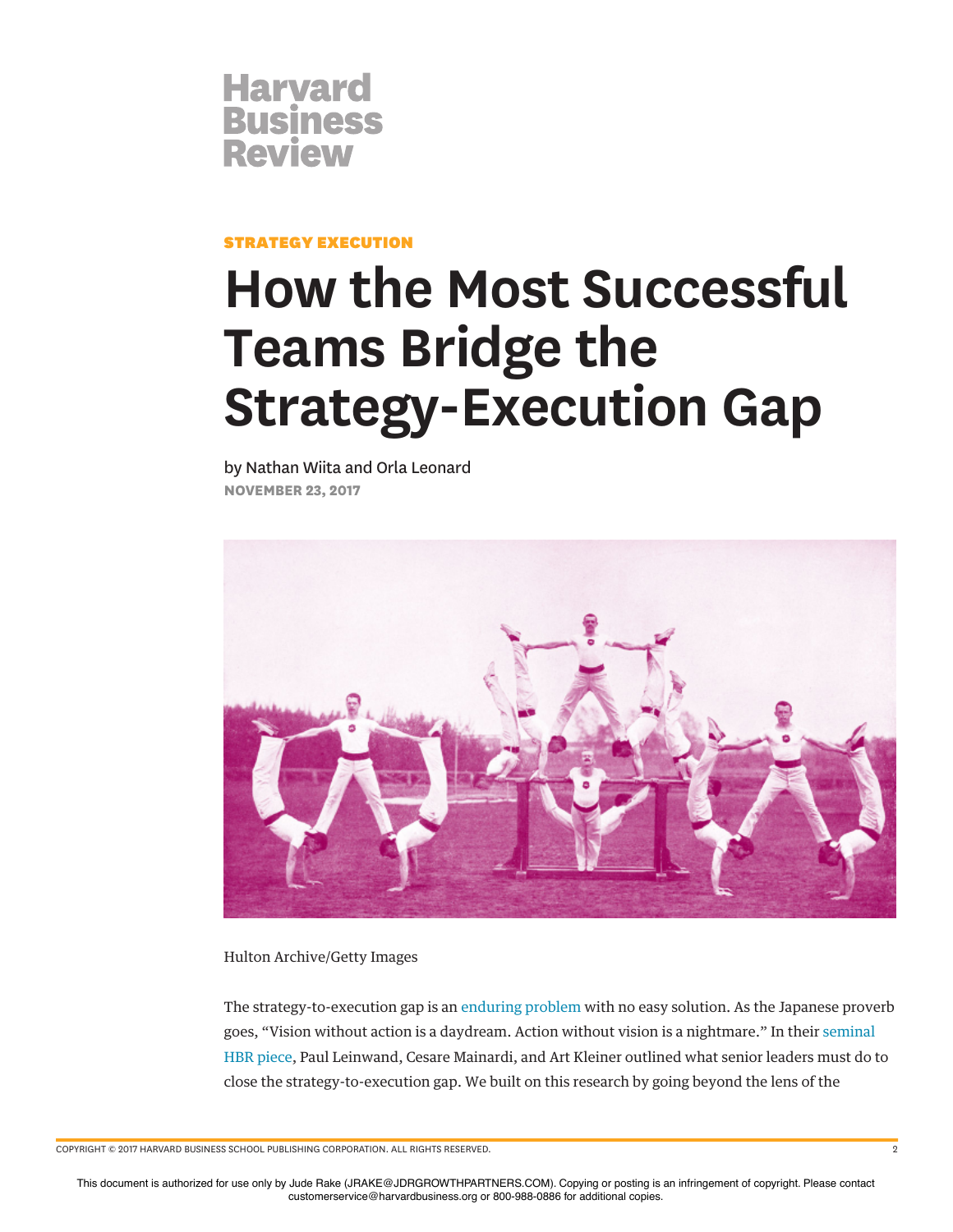**STRATEGY EXECUTION**

# How the Most Successful Teams Bridge the Strategy-Execution Gap

by Nathan Wiita and Orla Leonard

**NOVEMBER 23, 2017**

Hulton Archive/Getty Images

The strategy-to-execution gap is an enduring problem with no easy solution. As the Japanese proverb goes, "Vision without action is a daydream. Action without vision is a nightmare." In their seminal HBR piece, Paul Leinwand, Cesare Mainardi, and Art Kleiner outlined what senior leaders must do to close the strategy-to-execution gap. We built on this research by going beyond the lens of the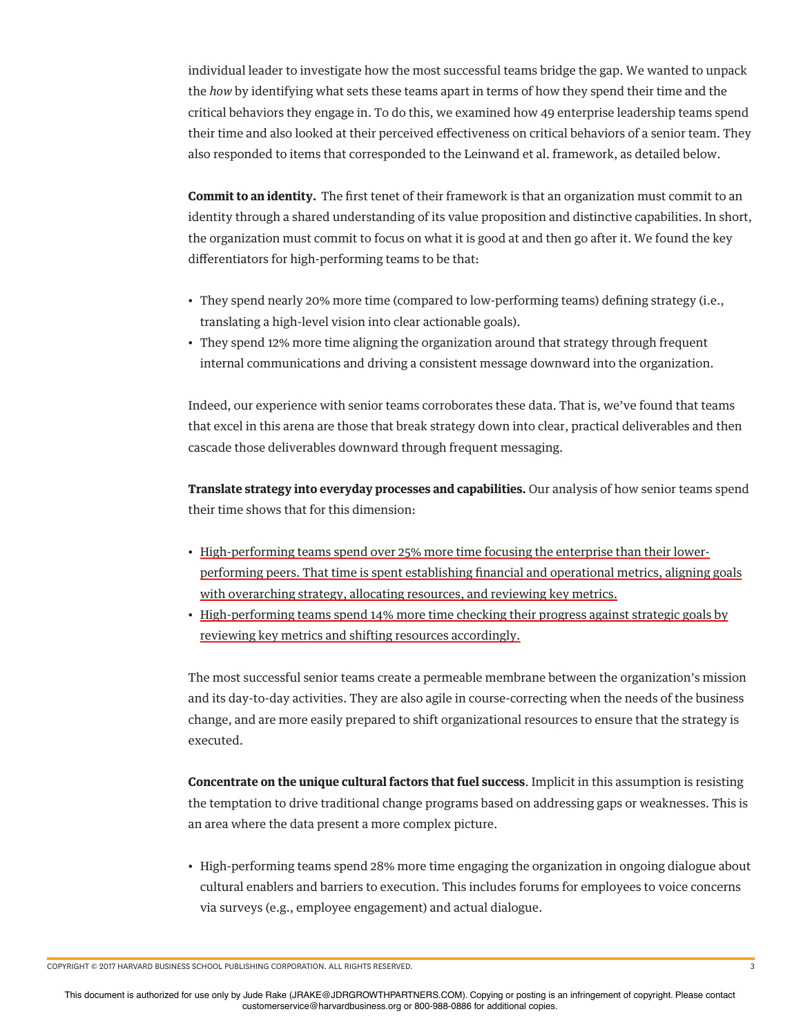individual leader to investigate how the most successful teams bridge the gap. We wanted to unpack the *how* by identifying what sets these teams apart in terms of how they spend their time and the critical behaviors they engage in. To do this, we examined how 49 enterprise leadership teams spend their time and also looked at their perceived effectiveness on critical behaviors of a senior team. They also responded to items that corresponded to the Leinwand et al. framework, as detailed below.

**Commit to an identity.** The first tenet of their framework is that an organization must commit to an identity through a shared understanding of its value proposition and distinctive capabilities. In short, the organization must commit to focus on what it is good at and then go after it. We found the key differentiators for high-performing teams to be that:

- They spend nearly 20% more time (compared to low-performing teams) defining strategy (i.e., translating a high-level vision into clear actionable goals).
- They spend 12% more time aligning the organization around that strategy through frequent internal communications and driving a consistent message downward into the organization.

Indeed, our experience with senior teams corroborates these data. That is, we've found that teams that excel in this arena are those that break strategy down into clear, practical deliverables and then cascade those deliverables downward through frequent messaging.

**Translate strategy into everyday processes and capabilities.** Our analysis of how senior teams spend their time shows that for this dimension:

- High-performing teams spend over 25% more time focusing the enterprise than their lower-performing peers. That time is spent establishing financial and operational metrics, aligning goals with overarching strategy, allocating resources, and reviewing key metrics.
- High-performing teams spend 14% more time checking their progress against strategic goals by reviewing key metrics and shifting resources accordingly.

The most successful senior teams create a permeable membrane between the organization's mission and its day-to-day activities. They are also agile in course-correcting when the needs of the business change, and are more easily prepared to shift organizational resources to ensure that the strategy is executed.

**Concentrate on the unique cultural factors that fuel success**. Implicit in this assumption is resisting the temptation to drive traditional change programs based on addressing gaps or weaknesses. This is an area where the data present a more complex picture.

- High-performing teams spend 28% more time engaging the organization in ongoing dialogue about cultural enablers and barriers to execution. This includes forums for employees to voice concerns via surveys (e.g., employee engagement) and actual dialogue.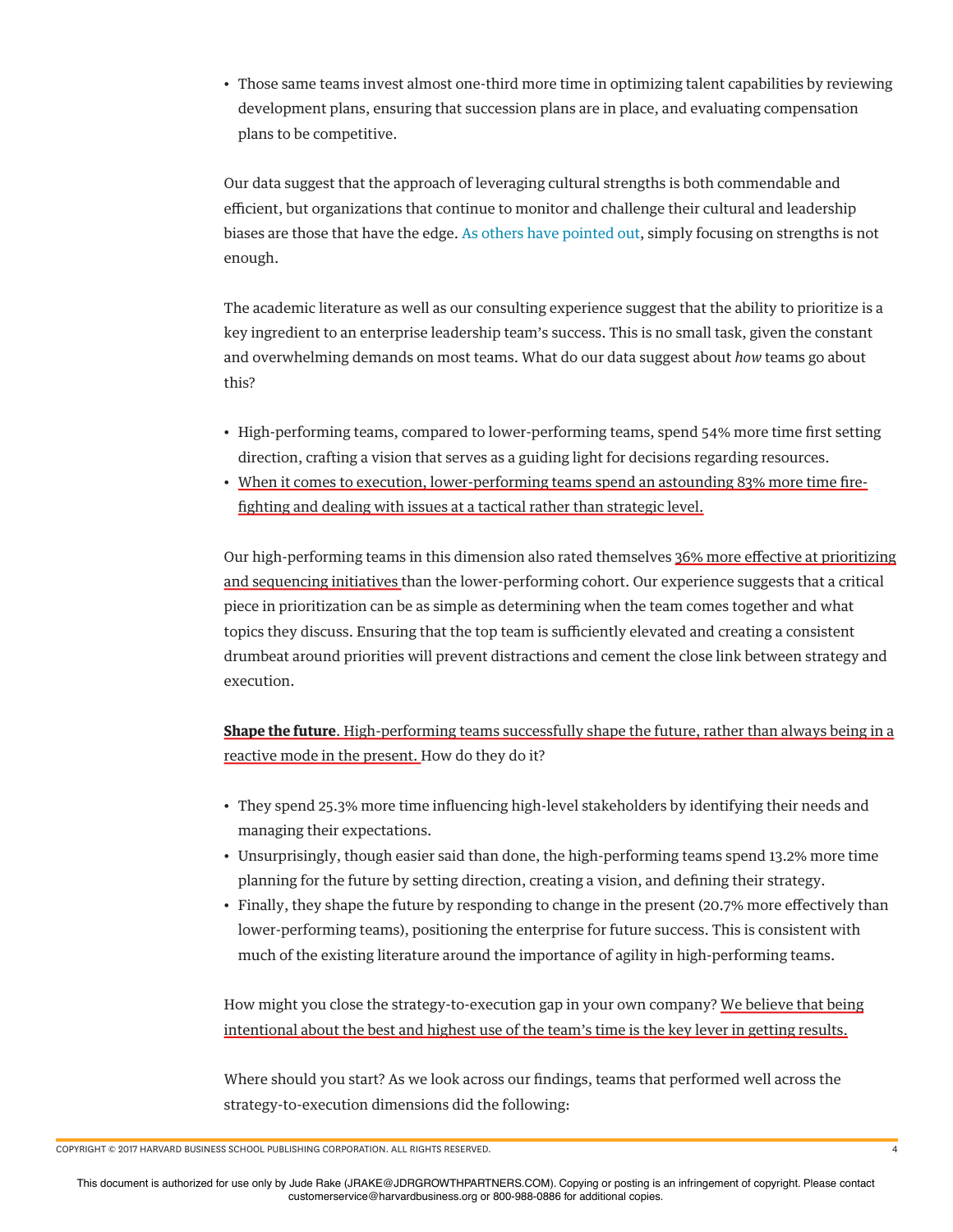- Those same teams invest almost one-third more time in optimizing talent capabilities by reviewing development plans, ensuring that succession plans are in place, and evaluating compensation plans to be competitive.

Our data suggest that the approach of leveraging cultural strengths is both commendable and efficient, but organizations that continue to monitor and challenge their cultural and leadership biases are those that have the edge. As others have pointed out, simply focusing on strengths is not enough.

The academic literature as well as our consulting experience suggest that the ability to prioritize is a key ingredient to an enterprise leadership team's success. This is no small task, given the constant and overwhelming demands on most teams. What do our data suggest about *how* teams go about this?

- High-performing teams, compared to lower-performing teams, spend 54% more time first setting direction, crafting a vision that serves as a guiding light for decisions regarding resources.
- When it comes to execution, lower-performing teams spend an astounding 83% more time fire-fighting and dealing with issues at a tactical rather than strategic level.

Our high-performing teams in this dimension also rated themselves 36% more effective at prioritizing and sequencing initiatives than the lower-performing cohort. Our experience suggests that a critical piece in prioritization can be as simple as determining when the team comes together and what topics they discuss. Ensuring that the top team is sufficiently elevated and creating a consistent drumbeat around priorities will prevent distractions and cement the close link between strategy and execution.

**Shape the future**. High-performing teams successfully shape the future, rather than always being in a reactive mode in the present. How do they do it?

- They spend 25.3% more time influencing high-level stakeholders by identifying their needs and managing their expectations.
- Unsurprisingly, though easier said than done, the high-performing teams spend 13.2% more time planning for the future by setting direction, creating a vision, and defining their strategy.
- Finally, they shape the future by responding to change in the present (20.7% more effectively than lower-performing teams), positioning the enterprise for future success. This is consistent with much of the existing literature around the importance of agility in high-performing teams.

How might you close the strategy-to-execution gap in your own company? We believe that being intentional about the best and highest use of the team's time is the key lever in getting results.

Where should you start? As we look across our findings, teams that performed well across the strategy-to-execution dimensions did the following: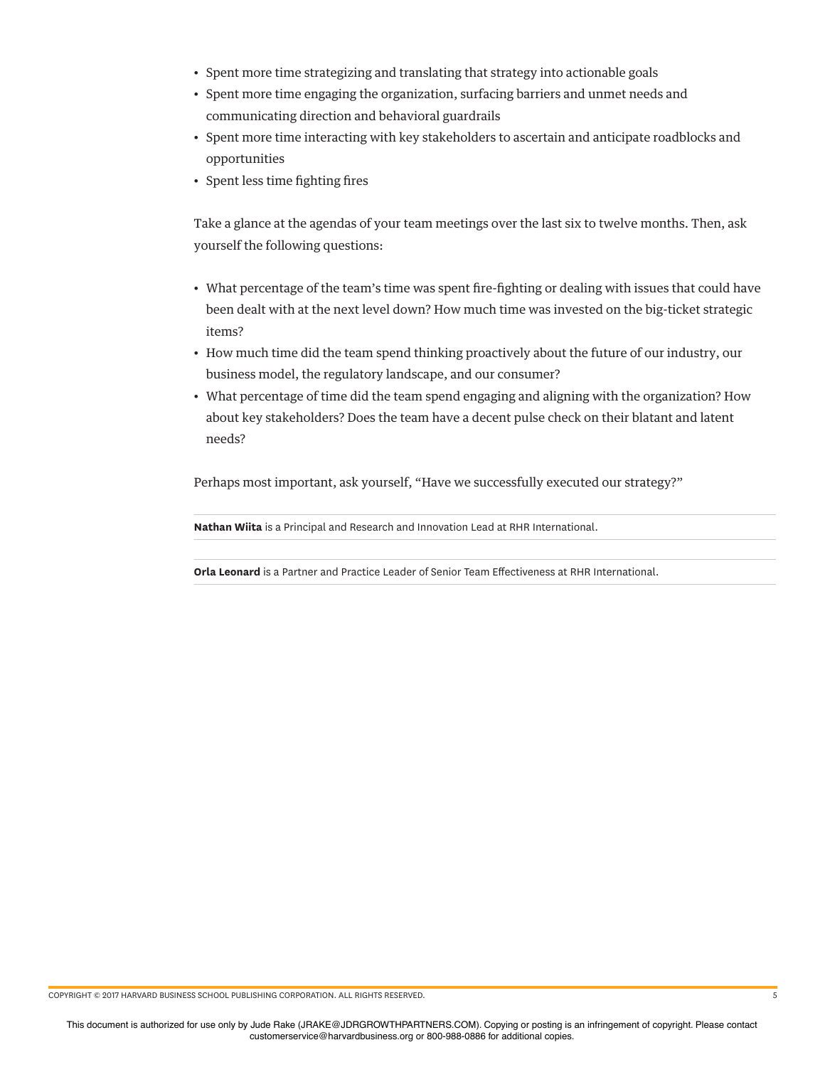- Spent more time strategizing and translating that strategy into actionable goals
- Spent more time engaging the organization, surfacing barriers and unmet needs and communicating direction and behavioral guardrails
- Spent more time interacting with key stakeholders to ascertain and anticipate roadblocks and opportunities
- Spent less time fighting fires

Take a glance at the agendas of your team meetings over the last six to twelve months. Then, ask yourself the following questions:

- What percentage of the team's time was spent fire-fighting or dealing with issues that could have been dealt with at the next level down? How much time was invested on the big-ticket strategic items?
- How much time did the team spend thinking proactively about the future of our industry, our business model, the regulatory landscape, and our consumer?
- What percentage of time did the team spend engaging and aligning with the organization? How about key stakeholders? Does the team have a decent pulse check on their blatant and latent needs?

Perhaps most important, ask yourself, "Have we successfully executed our strategy?"

**Nathan Wiita** is a Principal and Research and Innovation Lead at RHR International.

**Orla Leonard** is a Partner and Practice Leader of Senior Team Effectiveness at RHR International.